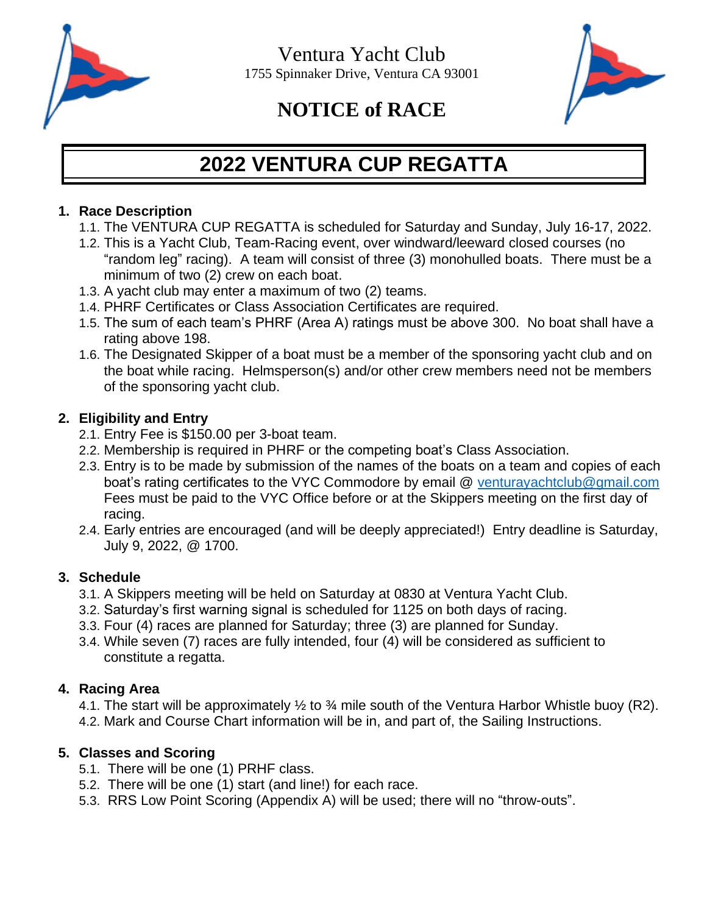Ventura Yacht Club

1755 Spinnaker Drive, Ventura CA 93001

# NOTICE of RACE

# 2022 VENTURA CUP REGATTA

## 1. Race Description

1.1. The VENTURA CUP REGATTA is scheduled for Saturday and Sunday, July 16-17, 2022.

1.2. This is a Yacht Club, Team-Racing event, over windward/leeward closed courses (no "random leg" racing). A team will consist of three (3) monohulled boats. There must be a minimum of two (2) crew on each boat.

1.3. A yacht club may enter a maximum of two (2) teams.

1.4. PHRF Certificates or Class Association Certificates are required.

1.5. The sum of each team's PHRF (Area A) ratings must be above 300. No boat shall have a rating above 198.

1.6. The Designated Skipper of a boat must be a member of the sponsoring yacht club and on the boat while racing. Helmsperson(s) and/or other crew members need not be members of the sponsoring yacht club.

## 2. Eligibility and Entry

2.1. Entry Fee is $150.00 per 3-boat team.

2.2. Membership is required in PHRF or the competing boat's Class Association.

2.3. Entry is to be made by submission of the names of the boats on a team and copies of each boat's rating certificates to the VYC Commodore by email @ venturayachtclub@gmail.com Fees must be paid to the VYC Office before or at the Skippers meeting on the first day of racing.

2.4. Early entries are encouraged (and will be deeply appreciated!) Entry deadline is Saturday, July 9, 2022, @ 1700.

## 3. Schedule

3.1. A Skippers meeting will be held on Saturday at 0830 at Ventura Yacht Club.

3.2. Saturday's first warning signal is scheduled for 1125 on both days of racing.

3.3. Four (4) races are planned for Saturday; three (3) are planned for Sunday.

3.4. While seven (7) races are fully intended, four (4) will be considered as sufficient to constitute a regatta.

## 4. Racing Area

4.1. The start will be approximately ½ to ¾ mile south of the Ventura Harbor Whistle buoy (R2).

4.2. Mark and Course Chart information will be in, and part of, the Sailing Instructions.

## 5. Classes and Scoring

5.1. There will be one (1) PRHF class.

5.2. There will be one (1) start (and line!) for each race.

5.3. RRS Low Point Scoring (Appendix A) will be used; there will no "throw-outs".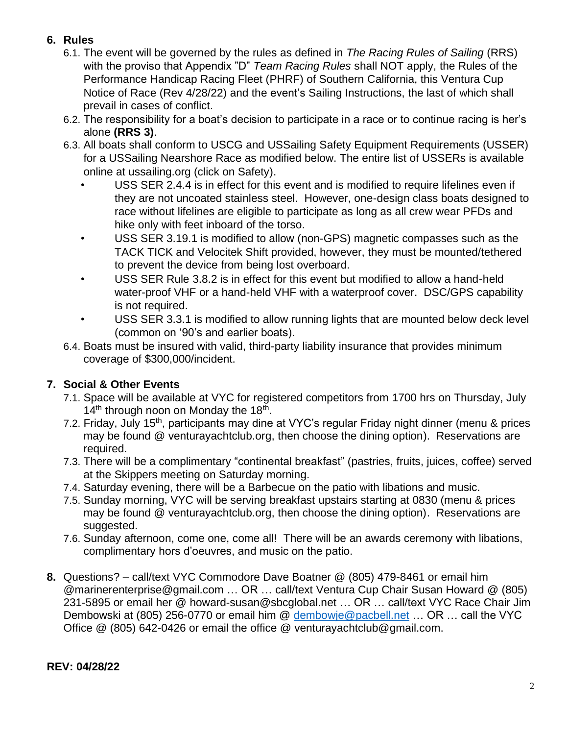## 6. Rules

6.1. The event will be governed by the rules as defined in *The Racing Rules of Sailing* (RRS) with the proviso that Appendix "D" *Team Racing Rules* shall NOT apply, the Rules of the Performance Handicap Racing Fleet (PHRF) of Southern California, this Ventura Cup Notice of Race (Rev 4/28/22) and the event's Sailing Instructions, the last of which shall prevail in cases of conflict.

6.2. The responsibility for a boat's decision to participate in a race or to continue racing is her's alone **(RRS 3)**.

6.3. All boats shall conform to USCG and USSailing Safety Equipment Requirements (USSER) for a USSailing Nearshore Race as modified below. The entire list of USSERs is available online at ussailing.org (click on Safety).

- USS SER 2.4.4 is in effect for this event and is modified to require lifelines even if they are not uncoated stainless steel. However, one-design class boats designed to race without lifelines are eligible to participate as long as all crew wear PFDs and hike only with feet inboard of the torso.
- USS SER 3.19.1 is modified to allow (non-GPS) magnetic compasses such as the TACK TICK and Velocitek Shift provided, however, they must be mounted/tethered to prevent the device from being lost overboard.
- USS SER Rule 3.8.2 is in effect for this event but modified to allow a hand-held water-proof VHF or a hand-held VHF with a waterproof cover. DSC/GPS capability is not required.
- USS SER 3.3.1 is modified to allow running lights that are mounted below deck level (common on '90's and earlier boats).

6.4. Boats must be insured with valid, third-party liability insurance that provides minimum coverage of $300,000/incident.

## 7. Social & Other Events

7.1. Space will be available at VYC for registered competitors from 1700 hrs on Thursday, July 14th through noon on Monday the 18th.

7.2. Friday, July 15th, participants may dine at VYC's regular Friday night dinner (menu & prices may be found @ venturayachtclub.org, then choose the dining option). Reservations are required.

7.3. There will be a complimentary "continental breakfast" (pastries, fruits, juices, coffee) served at the Skippers meeting on Saturday morning.

7.4. Saturday evening, there will be a Barbecue on the patio with libations and music.

7.5. Sunday morning, VYC will be serving breakfast upstairs starting at 0830 (menu & prices may be found @ venturayachtclub.org, then choose the dining option). Reservations are suggested.

7.6. Sunday afternoon, come one, come all! There will be an awards ceremony with libations, complimentary hors d'oeuvres, and music on the patio.

**8.** Questions? – call/text VYC Commodore Dave Boatner @ (805) 479-8461 or email him @marinerenterprise@gmail.com … OR … call/text Ventura Cup Chair Susan Howard @ (805) 231-5895 or email her @ howard-susan@sbcglobal.net … OR … call/text VYC Race Chair Jim Dembowski at (805) 256-0770 or email him @ dembowje@pacbell.net … OR … call the VYC Office @ (805) 642-0426 or email the office @ venturayachtclub@gmail.com.

**REV: 04/28/22**